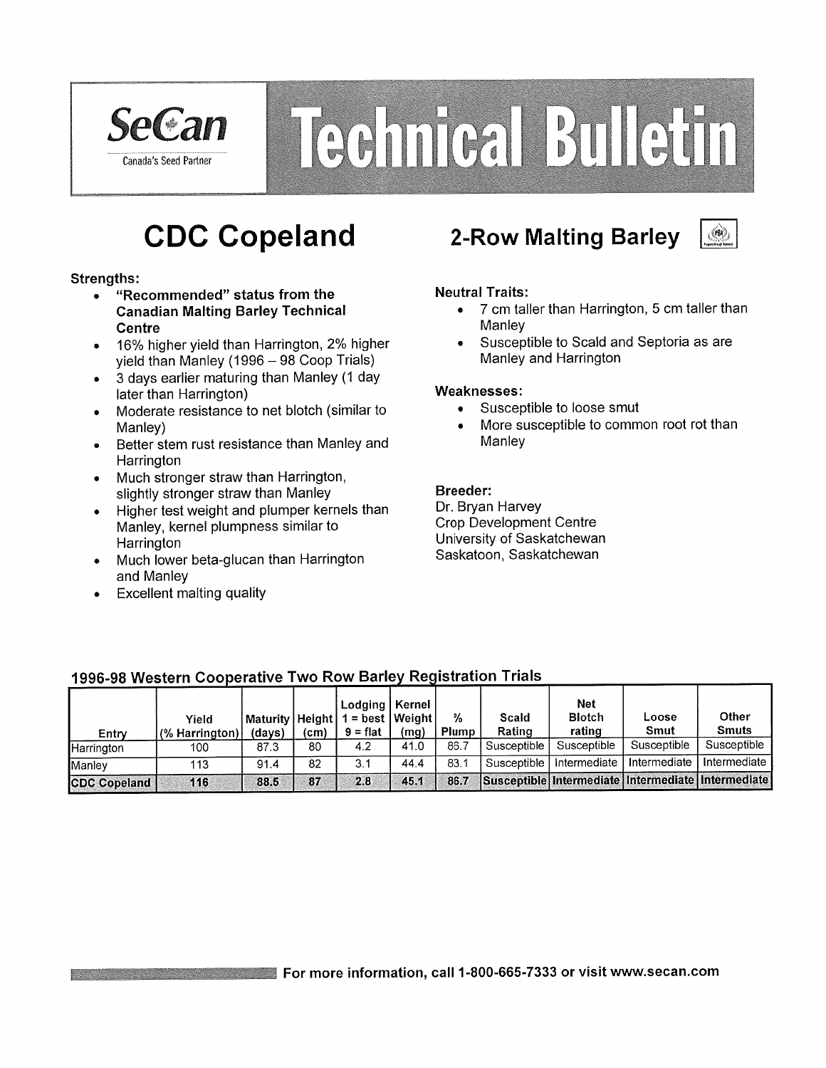SeCan
Canada's Seed Partner

# Technical Bulletin

# CDC Copeland

## 2-Row Malting Barley

**Strengths:**

- **"Recommended" status from the Canadian Malting Barley Technical Centre**
- 16% higher yield than Harrington, 2% higher yield than Manley (1996 – 98 Coop Trials)
- 3 days earlier maturing than Manley (1 day later than Harrington)
- Moderate resistance to net blotch (similar to Manley)
- Better stem rust resistance than Manley and Harrington
- Much stronger straw than Harrington, slightly stronger straw than Manley
- Higher test weight and plumper kernels than Manley, kernel plumpness similar to Harrington
- Much lower beta-glucan than Harrington and Manley
- Excellent malting quality

**Neutral Traits:**

- 7 cm taller than Harrington, 5 cm taller than Manley
- Susceptible to Scald and Septoria as are Manley and Harrington

**Weaknesses:**

- Susceptible to loose smut
- More susceptible to common root rot than Manley

**Breeder:**
Dr. Bryan Harvey
Crop Development Centre
University of Saskatchewan
Saskatoon, Saskatchewan

### 1996-98 Western Cooperative Two Row Barley Registration Trials

| Entry | Yield (% Harrington) | Maturity (days) | Height (cm) | Lodging 1 = best 9 = flat | Kernel Weight (mg) | % Plump | Scald Rating | Net Blotch rating | Loose Smut | Other Smuts |
|---|---|---|---|---|---|---|---|---|---|---|
| Harrington | 100 | 87.3 | 80 | 4.2 | 41.0 | 86.7 | Susceptible | Susceptible | Susceptible | Susceptible |
| Manley | 113 | 91.4 | 82 | 3.1 | 44.4 | 83.1 | Susceptible | Intermediate | Intermediate | Intermediate |
| **CDC Copeland** | **116** | **88.5** | **87** | **2.8** | **45.1** | **86.7** | **Susceptible** | **Intermediate** | **Intermediate** | **Intermediate** |

**For more information, call 1-800-665-7333 or visit www.secan.com**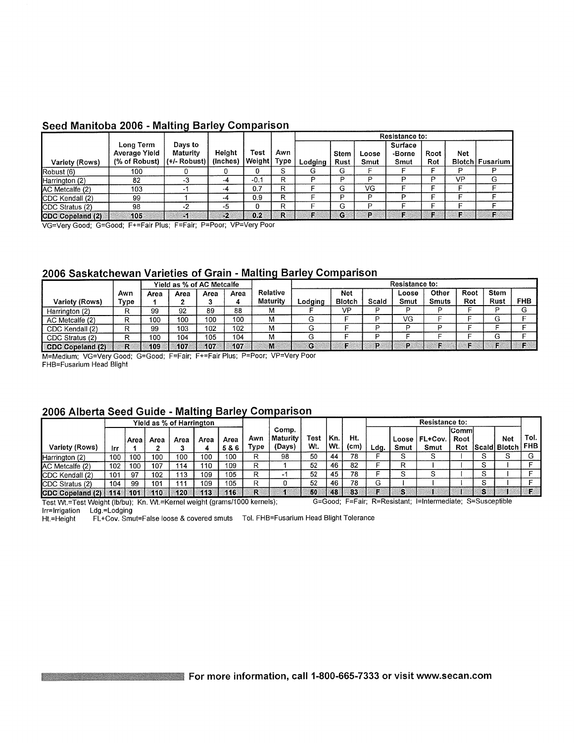## Seed Manitoba 2006 - Malting Barley Comparison

| Variety (Rows) | Long Term Average Yield (% of Robust) | Days to Maturity (+/- Robust) | Height (Inches) | Test Weight | Awn Type | Resistance to: Lodging | Stem Rust | Loose Smut | Surface -Borne Smut | Root Rot | Net Blotch | Fusarium |
|---|---|---|---|---|---|---|---|---|---|---|---|---|
| Robust (6) | 100 | 0 | 0 | 0 | S | G | G | F | F | F | P | P |
| Harrington (2) | 82 | -3 | -4 | -0.1 | R | P | P | P | P | P | VP | G |
| AC Metcalfe (2) | 103 | -1 | -4 | 0.7 | R | F | G | VG | F | F | F | F |
| CDC Kendall (2) | 99 | 1 | -4 | 0.9 | R | F | P | P | P | F | F | F |
| CDC Stratus (2) | 98 | -2 | -5 | 0 | R | F | G | P | F | F | F | F |
| **CDC Copeland (2)** | **105** | **-1** | **-2** | **0.2** | **R** | **F** | **G** | **P** | **F** | **F** | **F** | **F** |

VG=Very Good; G=Good; F+=Fair Plus; F=Fair; P=Poor; VP=Very Poor

## 2006 Saskatchewan Varieties of Grain - Malting Barley Comparison

| Variety (Rows) | Awn Type | Yield as % of AC Metcalfe | | | | Relative Maturity | Resistance to: | | | | | | | |
|---|---|---|---|---|---|---|---|---|---|---|---|---|---|---|
| | | Area 1 | Area 2 | Area 3 | Area 4 | | Lodging | Net Blotch | Scald | Loose Smut | Other Smuts | Root Rot | Stem Rust | FHB |
| Harrington (2) | R | 99 | 92 | 89 | 88 | M | F | VP | P | P | P | F | P | G |
| AC Metcalfe (2) | R | 100 | 100 | 100 | 100 | M | G | F | P | VG | F | F | G | F |
| CDC Kendall (2) | R | 99 | 103 | 102 | 102 | M | G | F | P | P | P | F | F | F |
| CDC Stratus (2) | R | 100 | 104 | 105 | 104 | M | G | F | P | F | F | F | G | F |
| **CDC Copeland (2)** | **R** | **109** | **107** | **107** | **107** | **M** | **G** | **F** | **P** | **P** | **F** | **F** | **F** | **F** |

M=Medium; VG=Very Good; G=Good; F=Fair; F+=Fair Plus; P=Poor; VP=Very Poor
FHB=Fusarium Head Blight

## 2006 Alberta Seed Guide - Malting Barley Comparison

| Variety (Rows) | Yield as % of Harrington | | | | | | Awn Type | Comp. Maturity (Days) | Test Wt. | Kn. Wt. | Ht. (cm) | Resistance to: | | | | | | Tol. FHB |
|---|---|---|---|---|---|---|---|---|---|---|---|---|---|---|---|---|---|---|
| | Irr | Area 1 | Area 2 | Area 3 | Area 4 | Area 5 & 6 | | | | | | Ldg. | Loose Smut | FL+Cov. Smut | Comm Root Rot | Scald | Net Blotch | |
| Harrington (2) | 100 | 100 | 100 | 100 | 100 | 100 | R | 98 | 50 | 44 | 78 | F | S | S | I | S | S | G |
| AC Metcalfe (2) | 102 | 100 | 107 | 114 | 110 | 109 | R | 1 | 52 | 46 | 82 | F | R | I | I | S | I | F |
| CDC Kendall (2) | 101 | 97 | 102 | 113 | 109 | 105 | R | -1 | 52 | 45 | 78 | F | S | S | I | S | I | F |
| CDC Stratus (2) | 104 | 99 | 101 | 111 | 109 | 105 | R | 0 | 52 | 46 | 78 | G | I | I | I | S | I | F |
| **CDC Copeland (2)** | **114** | **101** | **110** | **120** | **113** | **116** | **R** | **1** | **50** | **48** | **83** | **F** | **S** | **I** | **I** | **S** | **I** | **F** |

Test Wt.=Test Weight (lb/bu); Kn. Wt.=Kernel weight (grams/1000 kernels); G=Good; F=Fair; R=Resistant; I=Intermediate; S=Susceptible
Irr=Irrigation Ldg.=Lodging
Ht.=Height FL+Cov. Smut=False loose & covered smuts Tol. FHB=Fusarium Head Blight Tolerance

**For more information, call 1-800-665-7333 or visit www.secan.com**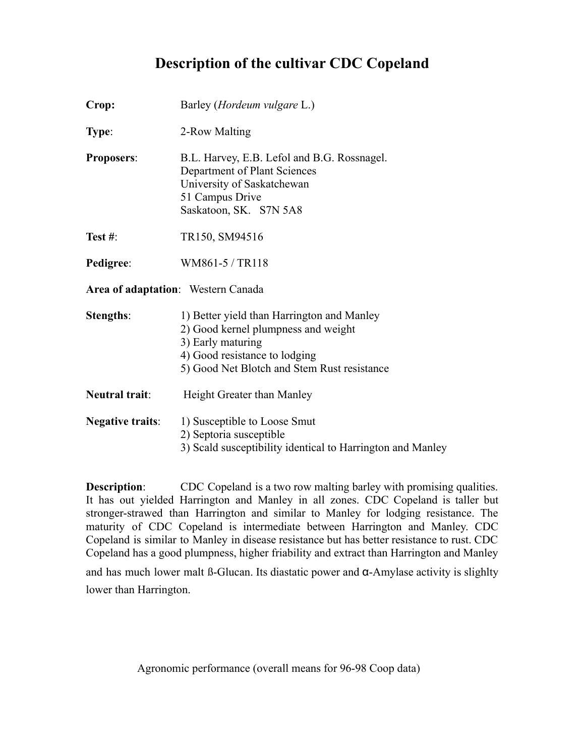# Description of the cultivar CDC Copeland

**Crop:** Barley (*Hordeum vulgare* L.)

**Type**: 2-Row Malting

**Proposers**: B.L. Harvey, E.B. Lefol and B.G. Rossnagel.
Department of Plant Sciences
University of Saskatchewan
51 Campus Drive
Saskatoon, SK. S7N 5A8

**Test #**: TR150, SM94516

**Pedigree**: WM861-5 / TR118

**Area of adaptation**: Western Canada

**Stengths**:
1) Better yield than Harrington and Manley
2) Good kernel plumpness and weight
3) Early maturing
4) Good resistance to lodging
5) Good Net Blotch and Stem Rust resistance

**Neutral trait**: Height Greater than Manley

**Negative traits**:
1) Susceptible to Loose Smut
2) Septoria susceptible
3) Scald susceptibility identical to Harrington and Manley

**Description**: CDC Copeland is a two row malting barley with promising qualities. It has out yielded Harrington and Manley in all zones. CDC Copeland is taller but stronger-strawed than Harrington and similar to Manley for lodging resistance. The maturity of CDC Copeland is intermediate between Harrington and Manley. CDC Copeland is similar to Manley in disease resistance but has better resistance to rust. CDC Copeland has a good plumpness, higher friability and extract than Harrington and Manley and has much lower malt ß-Glucan. Its diastatic power and α-Amylase activity is slighlty lower than Harrington.

Agronomic performance (overall means for 96-98 Coop data)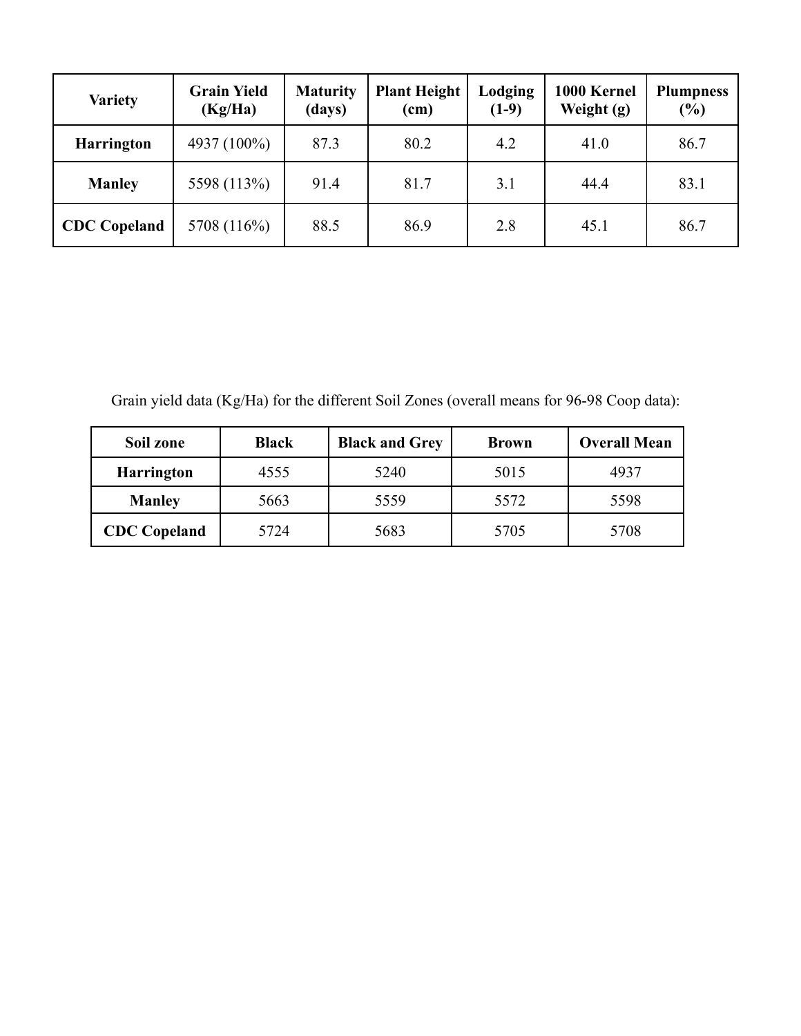| Variety | Grain Yield (Kg/Ha) | Maturity (days) | Plant Height (cm) | Lodging (1-9) | 1000 Kernel Weight (g) | Plumpness (%) |
|---|---|---|---|---|---|---|
| **Harrington** | 4937 (100%) | 87.3 | 80.2 | 4.2 | 41.0 | 86.7 |
| **Manley** | 5598 (113%) | 91.4 | 81.7 | 3.1 | 44.4 | 83.1 |
| **CDC Copeland** | 5708 (116%) | 88.5 | 86.9 | 2.8 | 45.1 | 86.7 |

Grain yield data (Kg/Ha) for the different Soil Zones (overall means for 96-98 Coop data):

| Soil zone | Black | Black and Grey | Brown | Overall Mean |
|---|---|---|---|---|
| **Harrington** | 4555 | 5240 | 5015 | 4937 |
| **Manley** | 5663 | 5559 | 5572 | 5598 |
| **CDC Copeland** | 5724 | 5683 | 5705 | 5708 |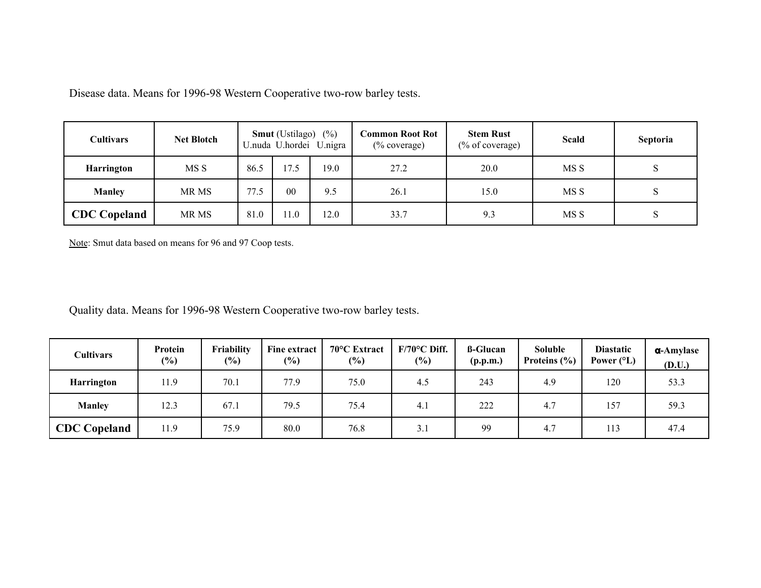Disease data. Means for 1996-98 Western Cooperative two-row barley tests.

| Cultivars | Net Blotch | Smut (Ustilago) (%) | | | Common Root Rot (% coverage) | Stem Rust (% of coverage) | Scald | Septoria |
|---|---|---|---|---|---|---|---|---|
| | | U.nuda | U.hordei | U.nigra | | | | |
| **Harrington** | MS S | 86.5 | 17.5 | 19.0 | 27.2 | 20.0 | MS S | S |
| **Manley** | MR MS | 77.5 | 00 | 9.5 | 26.1 | 15.0 | MS S | S |
| **CDC Copeland** | MR MS | 81.0 | 11.0 | 12.0 | 33.7 | 9.3 | MS S | S |

Note: Smut data based on means for 96 and 97 Coop tests.

Quality data. Means for 1996-98 Western Cooperative two-row barley tests.

| Cultivars | Protein (%) | Friability (%) | Fine extract (%) | 70°C Extract (%) | F/70°C Diff. (%) | ß-Glucan (p.p.m.) | Soluble Proteins (%) | Diastatic Power (°L) | α-Amylase (D.U.) |
|---|---|---|---|---|---|---|---|---|---|
| **Harrington** | 11.9 | 70.1 | 77.9 | 75.0 | 4.5 | 243 | 4.9 | 120 | 53.3 |
| **Manley** | 12.3 | 67.1 | 79.5 | 75.4 | 4.1 | 222 | 4.7 | 157 | 59.3 |
| **CDC Copeland** | 11.9 | 75.9 | 80.0 | 76.8 | 3.1 | 99 | 4.7 | 113 | 47.4 |